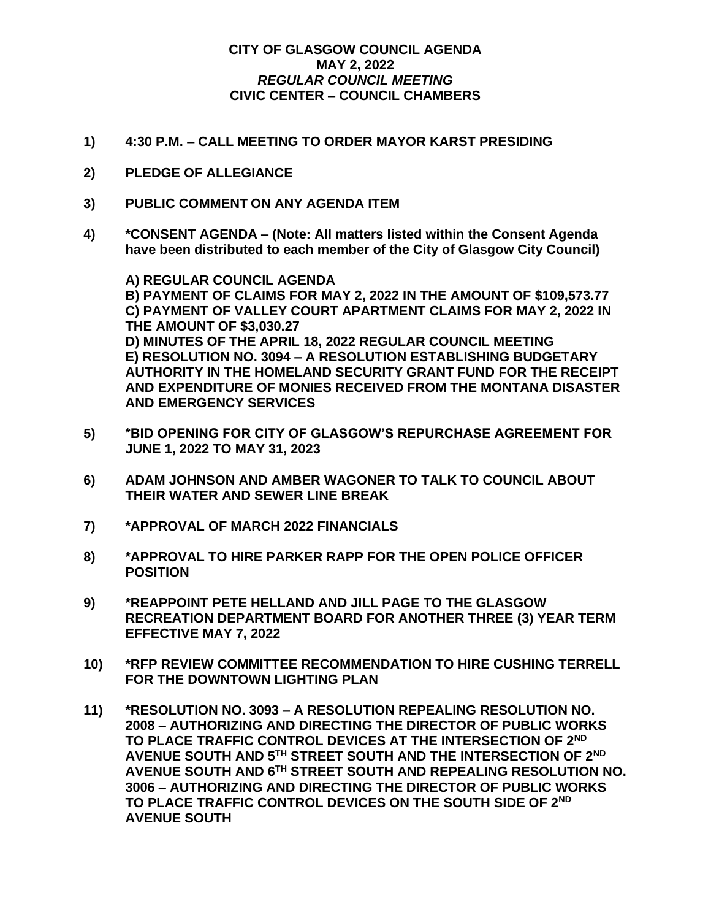# CITY OF GLASGOW COUNCIL AGENDA
## MAY 2, 2022
### *REGULAR COUNCIL MEETING*
### CIVIC CENTER – COUNCIL CHAMBERS

**1) 4:30 P.M. – CALL MEETING TO ORDER MAYOR KARST PRESIDING**

**2) PLEDGE OF ALLEGIANCE**

**3) PUBLIC COMMENT ON ANY AGENDA ITEM**

**4) *CONSENT AGENDA – (Note: All matters listed within the Consent Agenda have been distributed to each member of the City of Glasgow City Council)**

**A) REGULAR COUNCIL AGENDA**
**B) PAYMENT OF CLAIMS FOR MAY 2, 2022 IN THE AMOUNT OF $109,573.77**
**C) PAYMENT OF VALLEY COURT APARTMENT CLAIMS FOR MAY 2, 2022 IN THE AMOUNT OF $3,030.27**
**D) MINUTES OF THE APRIL 18, 2022 REGULAR COUNCIL MEETING**
**E) RESOLUTION NO. 3094 – A RESOLUTION ESTABLISHING BUDGETARY AUTHORITY IN THE HOMELAND SECURITY GRANT FUND FOR THE RECEIPT AND EXPENDITURE OF MONIES RECEIVED FROM THE MONTANA DISASTER AND EMERGENCY SERVICES**

**5) *BID OPENING FOR CITY OF GLASGOW'S REPURCHASE AGREEMENT FOR JUNE 1, 2022 TO MAY 31, 2023**

**6) ADAM JOHNSON AND AMBER WAGONER TO TALK TO COUNCIL ABOUT THEIR WATER AND SEWER LINE BREAK**

**7) *APPROVAL OF MARCH 2022 FINANCIALS**

**8) *APPROVAL TO HIRE PARKER RAPP FOR THE OPEN POLICE OFFICER POSITION**

**9) *REAPPOINT PETE HELLAND AND JILL PAGE TO THE GLASGOW RECREATION DEPARTMENT BOARD FOR ANOTHER THREE (3) YEAR TERM EFFECTIVE MAY 7, 2022**

**10) *RFP REVIEW COMMITTEE RECOMMENDATION TO HIRE CUSHING TERRELL FOR THE DOWNTOWN LIGHTING PLAN**

**11) *RESOLUTION NO. 3093 – A RESOLUTION REPEALING RESOLUTION NO. 2008 – AUTHORIZING AND DIRECTING THE DIRECTOR OF PUBLIC WORKS TO PLACE TRAFFIC CONTROL DEVICES AT THE INTERSECTION OF 2ND AVENUE SOUTH AND 5TH STREET SOUTH AND THE INTERSECTION OF 2ND AVENUE SOUTH AND 6TH STREET SOUTH AND REPEALING RESOLUTION NO. 3006 – AUTHORIZING AND DIRECTING THE DIRECTOR OF PUBLIC WORKS TO PLACE TRAFFIC CONTROL DEVICES ON THE SOUTH SIDE OF 2ND AVENUE SOUTH**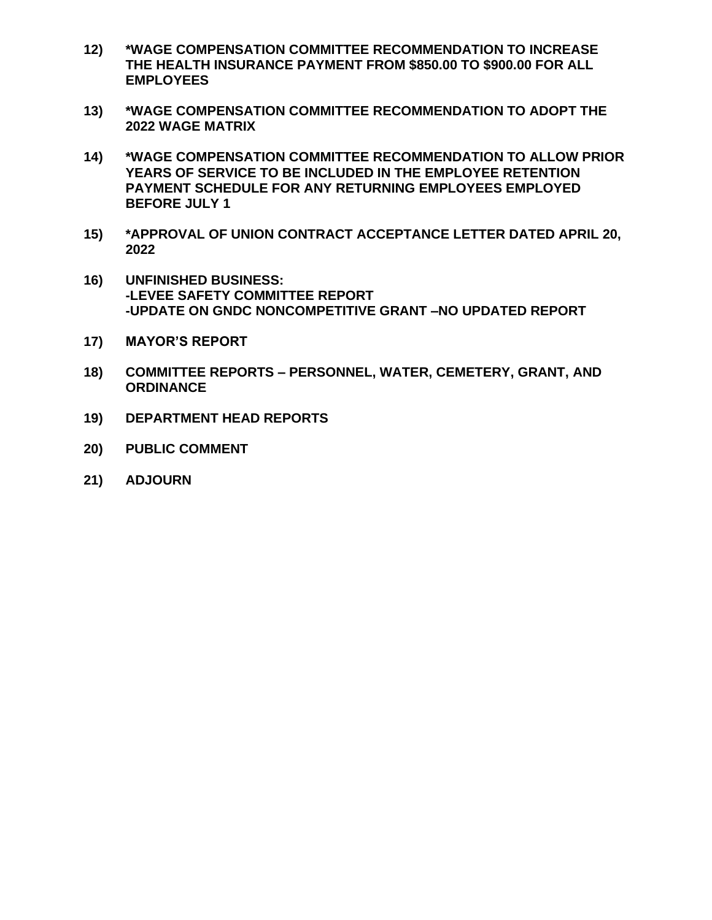**12) \*WAGE COMPENSATION COMMITTEE RECOMMENDATION TO INCREASE THE HEALTH INSURANCE PAYMENT FROM $850.00 TO $900.00 FOR ALL EMPLOYEES**

**13) \*WAGE COMPENSATION COMMITTEE RECOMMENDATION TO ADOPT THE 2022 WAGE MATRIX**

**14) \*WAGE COMPENSATION COMMITTEE RECOMMENDATION TO ALLOW PRIOR YEARS OF SERVICE TO BE INCLUDED IN THE EMPLOYEE RETENTION PAYMENT SCHEDULE FOR ANY RETURNING EMPLOYEES EMPLOYED BEFORE JULY 1**

**15) \*APPROVAL OF UNION CONTRACT ACCEPTANCE LETTER DATED APRIL 20, 2022**

**16) UNFINISHED BUSINESS:**
**-LEVEE SAFETY COMMITTEE REPORT**
**-UPDATE ON GNDC NONCOMPETITIVE GRANT –NO UPDATED REPORT**

**17) MAYOR'S REPORT**

**18) COMMITTEE REPORTS – PERSONNEL, WATER, CEMETERY, GRANT, AND ORDINANCE**

**19) DEPARTMENT HEAD REPORTS**

**20) PUBLIC COMMENT**

**21) ADJOURN**